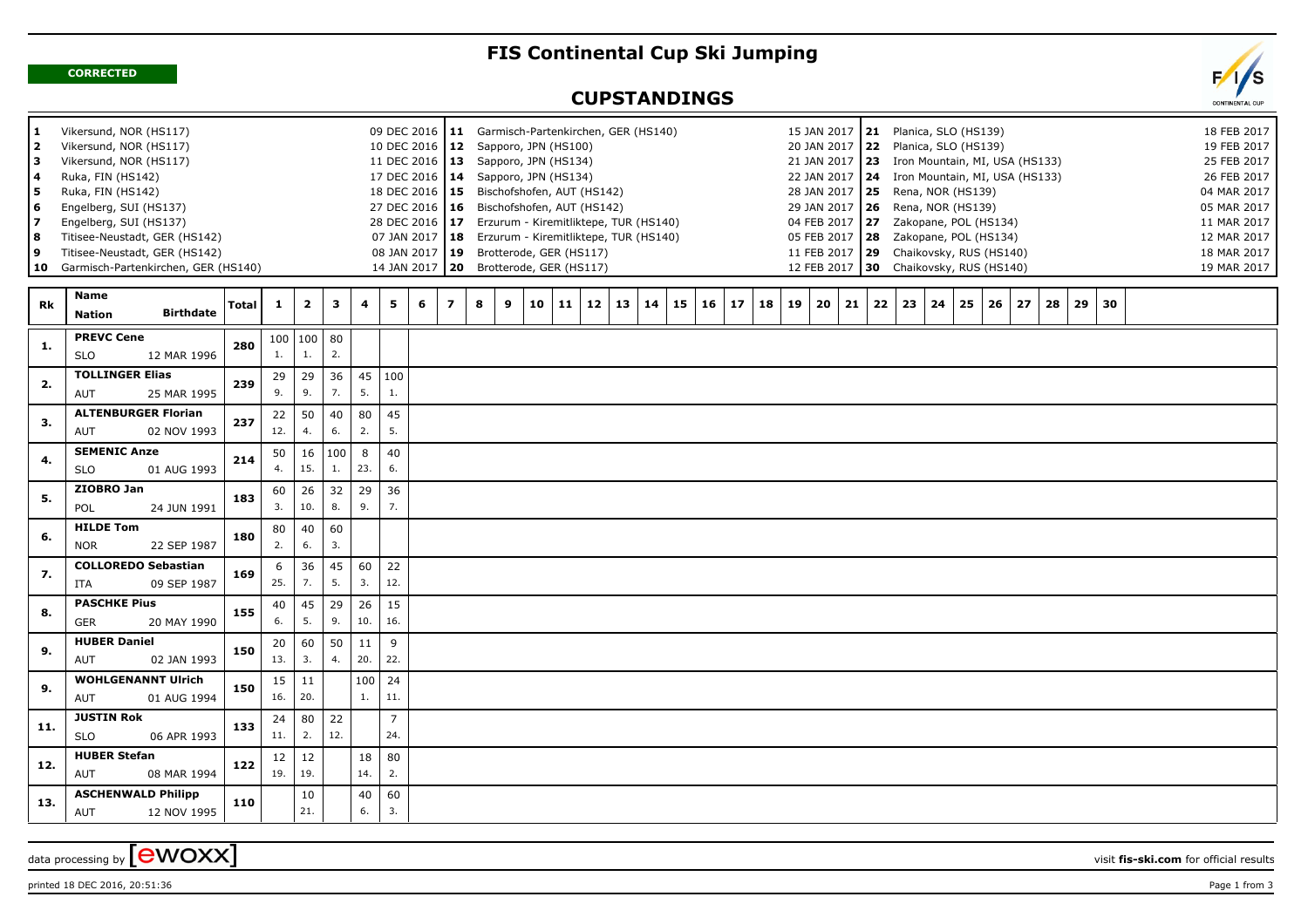**CORRECTED**

# FIS Continental Cup Ski Jumping

## CUPSTANDINGS

| No. | Venue | Date | No. | Venue | Date | No. | Venue | Date |
|---|---|---|---|---|---|---|---|---|
| 1 | Vikersund, NOR (HS117) | 09 DEC 2016 | 11 | Garmisch-Partenkirchen, GER (HS140) | 15 JAN 2017 | 21 | Planica, SLO (HS139) | 18 FEB 2017 |
| 2 | Vikersund, NOR (HS117) | 10 DEC 2016 | 12 | Sapporo, JPN (HS100) | 20 JAN 2017 | 22 | Planica, SLO (HS139) | 19 FEB 2017 |
| 3 | Vikersund, NOR (HS117) | 11 DEC 2016 | 13 | Sapporo, JPN (HS134) | 21 JAN 2017 | 23 | Iron Mountain, MI, USA (HS133) | 25 FEB 2017 |
| 4 | Ruka, FIN (HS142) | 17 DEC 2016 | 14 | Sapporo, JPN (HS134) | 22 JAN 2017 | 24 | Iron Mountain, MI, USA (HS133) | 26 FEB 2017 |
| 5 | Ruka, FIN (HS142) | 18 DEC 2016 | 15 | Bischofshofen, AUT (HS142) | 28 JAN 2017 | 25 | Rena, NOR (HS139) | 04 MAR 2017 |
| 6 | Engelberg, SUI (HS137) | 27 DEC 2016 | 16 | Bischofshofen, AUT (HS142) | 29 JAN 2017 | 26 | Rena, NOR (HS139) | 05 MAR 2017 |
| 7 | Engelberg, SUI (HS137) | 28 DEC 2016 | 17 | Erzurum - Kiremitliktepe, TUR (HS140) | 04 FEB 2017 | 27 | Zakopane, POL (HS134) | 11 MAR 2017 |
| 8 | Titisee-Neustadt, GER (HS142) | 07 JAN 2017 | 18 | Erzurum - Kiremitliktepe, TUR (HS140) | 05 FEB 2017 | 28 | Zakopane, POL (HS134) | 12 MAR 2017 |
| 9 | Titisee-Neustadt, GER (HS142) | 08 JAN 2017 | 19 | Brotterode, GER (HS117) | 11 FEB 2017 | 29 | Chaikovsky, RUS (HS140) | 18 MAR 2017 |
| 10 | Garmisch-Partenkirchen, GER (HS140) | 14 JAN 2017 | 20 | Brotterode, GER (HS117) | 12 FEB 2017 | 30 | Chaikovsky, RUS (HS140) | 19 MAR 2017 |

| Rk | Name / Nation | Birthdate | Total | 1 | 2 | 3 | 4 | 5 | 6-30 |
|---|---|---|---|---|---|---|---|---|---|
| 1. | PREVC Cene / SLO | 12 MAR 1996 | 280 | 100 (1.) | 100 (1.) | 80 (2.) | | | |
| 2. | TOLLINGER Elias / AUT | 25 MAR 1995 | 239 | 29 (9.) | 29 (9.) | 36 (7.) | 45 (5.) | 100 (1.) | |
| 3. | ALTENBURGER Florian / AUT | 02 NOV 1993 | 237 | 22 (12.) | 50 (4.) | 40 (6.) | 80 (2.) | 45 (5.) | |
| 4. | SEMENIC Anze / SLO | 01 AUG 1993 | 214 | 50 (4.) | 16 (15.) | 100 (1.) | 8 (23.) | 40 (6.) | |
| 5. | ZIOBRO Jan / POL | 24 JUN 1991 | 183 | 60 (3.) | 26 (10.) | 32 (8.) | 29 (9.) | 36 (7.) | |
| 6. | HILDE Tom / NOR | 22 SEP 1987 | 180 | 80 (2.) | 40 (6.) | 60 (3.) | | | |
| 7. | COLLOREDO Sebastian / ITA | 09 SEP 1987 | 169 | 6 (25.) | 36 (7.) | 45 (5.) | 60 (3.) | 22 (12.) | |
| 8. | PASCHKE Pius / GER | 20 MAY 1990 | 155 | 40 (6.) | 45 (5.) | 29 (9.) | 26 (10.) | 15 (16.) | |
| 9. | HUBER Daniel / AUT | 02 JAN 1993 | 150 | 20 (13.) | 60 (3.) | 50 (4.) | 11 (20.) | 9 (22.) | |
| 9. | WOHLGENANNT Ulrich / AUT | 01 AUG 1994 | 150 | 15 (16.) | 11 (20.) | | 100 (1.) | 24 (11.) | |
| 11. | JUSTIN Rok / SLO | 06 APR 1993 | 133 | 24 (11.) | 80 (2.) | 22 (12.) | | 7 (24.) | |
| 12. | HUBER Stefan / AUT | 08 MAR 1994 | 122 | 12 (19.) | 12 (19.) | | 18 (14.) | 80 (2.) | |
| 13. | ASCHENWALD Philipp / AUT | 12 NOV 1995 | 110 | | 10 (21.) | | 40 (6.) | 60 (3.) | |

data processing by ewoxx — visit fis-ski.com for official results

printed 18 DEC 2016, 20:51:36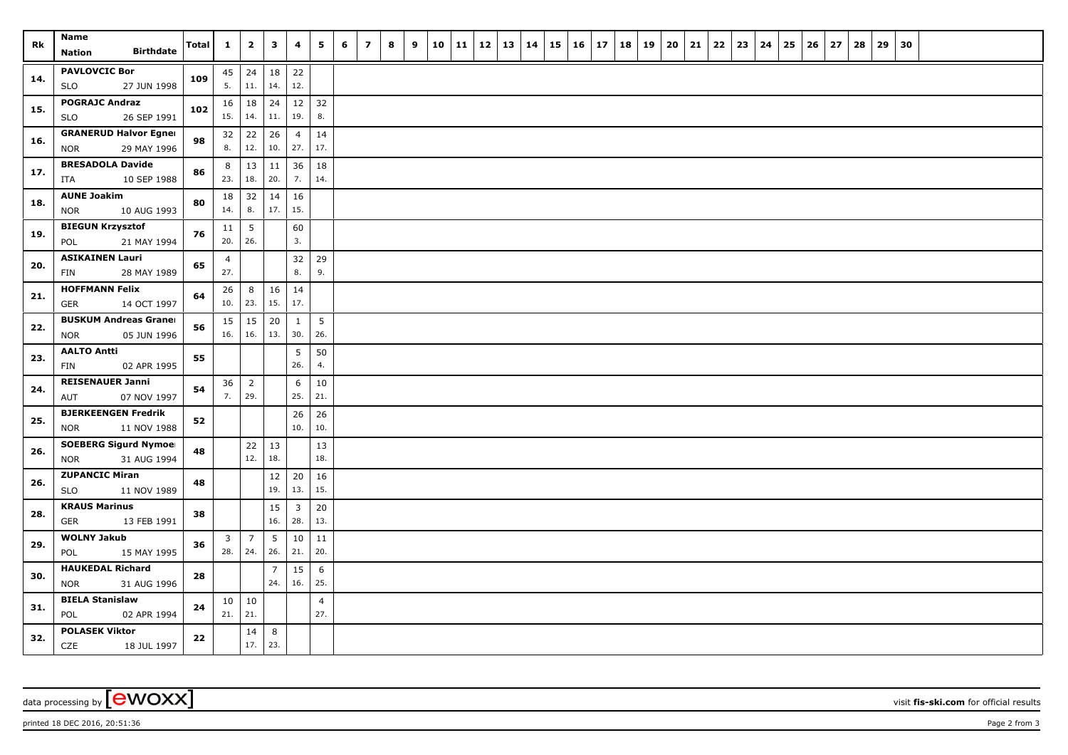| Rk | Name<br>Nation Birthdate | Total | 1 | 2 | 3 | 4 | 5 | 6 | 7 | 8 | 9 | 10 | 11 | 12 | 13 | 14 | 15 | 16 | 17 | 18 | 19 | 20 | 21 | 22 | 23 | 24 | 25 | 26 | 27 | 28 | 29 | 30 |
|---|---|---|---|---|---|---|---|---|---|---|---|---|---|---|---|---|---|---|---|---|---|---|---|---|---|---|---|---|---|---|---|---|
| 14. | PAVLOVCIC Bor<br>SLO 27 JUN 1998 | 109 | 45<br>5. | 24<br>11. | 18<br>14. | 22<br>12. | | | | | | | | | | | | | | | | | | | | | | | | | | |
| 15. | POGRAJC Andraz<br>SLO 26 SEP 1991 | 102 | 16<br>15. | 18<br>14. | 24<br>11. | 12<br>19. | 32<br>8. | | | | | | | | | | | | | | | | | | | | | | | | | |
| 16. | GRANERUD Halvor Egner<br>NOR 29 MAY 1996 | 98 | 32<br>8. | 22<br>12. | 26<br>10. | 4<br>27. | 14<br>17. | | | | | | | | | | | | | | | | | | | | | | | | | |
| 17. | BRESADOLA Davide<br>ITA 10 SEP 1988 | 86 | 8<br>23. | 13<br>18. | 11<br>20. | 36<br>7. | 18<br>14. | | | | | | | | | | | | | | | | | | | | | | | | | |
| 18. | AUNE Joakim<br>NOR 10 AUG 1993 | 80 | 18<br>14. | 32<br>8. | 14<br>17. | 16<br>15. | | | | | | | | | | | | | | | | | | | | | | | | | | |
| 19. | BIEGUN Krzysztof<br>POL 21 MAY 1994 | 76 | 11<br>20. | 5<br>26. | | 60<br>3. | | | | | | | | | | | | | | | | | | | | | | | | | | |
| 20. | ASIKAINEN Lauri<br>FIN 28 MAY 1989 | 65 | 4<br>27. | | | 32<br>8. | 29<br>9. | | | | | | | | | | | | | | | | | | | | | | | | | |
| 21. | HOFFMANN Felix<br>GER 14 OCT 1997 | 64 | 26<br>10. | 8<br>23. | 16<br>15. | 14<br>17. | | | | | | | | | | | | | | | | | | | | | | | | | | |
| 22. | BUSKUM Andreas Graner<br>NOR 05 JUN 1996 | 56 | 15<br>16. | 15<br>16. | 20<br>13. | 1<br>30. | 5<br>26. | | | | | | | | | | | | | | | | | | | | | | | | | |
| 23. | AALTO Antti<br>FIN 02 APR 1995 | 55 | | | | 5<br>26. | 50<br>4. | | | | | | | | | | | | | | | | | | | | | | | | | |
| 24. | REISENAUER Janni<br>AUT 07 NOV 1997 | 54 | 36<br>7. | 2<br>29. | | 6<br>25. | 10<br>21. | | | | | | | | | | | | | | | | | | | | | | | | | |
| 25. | BJERKEENGEN Fredrik<br>NOR 11 NOV 1988 | 52 | | | | 26<br>10. | 26<br>10. | | | | | | | | | | | | | | | | | | | | | | | | | |
| 26. | SOEBERG Sigurd Nymoen<br>NOR 31 AUG 1994 | 48 | | 22<br>12. | 13<br>18. | | 13<br>18. | | | | | | | | | | | | | | | | | | | | | | | | | |
| 26. | ZUPANCIC Miran<br>SLO 11 NOV 1989 | 48 | | | 12<br>19. | 20<br>13. | 16<br>15. | | | | | | | | | | | | | | | | | | | | | | | | | |
| 28. | KRAUS Marinus<br>GER 13 FEB 1991 | 38 | | | 15<br>16. | 3<br>28. | 20<br>13. | | | | | | | | | | | | | | | | | | | | | | | | | |
| 29. | WOLNY Jakub<br>POL 15 MAY 1995 | 36 | 3<br>28. | 7<br>24. | 5<br>26. | 10<br>21. | 11<br>20. | | | | | | | | | | | | | | | | | | | | | | | | | |
| 30. | HAUKEDAL Richard<br>NOR 31 AUG 1996 | 28 | | | 7<br>24. | 15<br>16. | 6<br>25. | | | | | | | | | | | | | | | | | | | | | | | | | |
| 31. | BIELA Stanislaw<br>POL 02 APR 1994 | 24 | 10<br>21. | 10<br>21. | | | 4<br>27. | | | | | | | | | | | | | | | | | | | | | | | | | |
| 32. | POLASEK Viktor<br>CZE 18 JUL 1997 | 22 | | 14<br>17. | 8<br>23. | | | | | | | | | | | | | | | | | | | | | | | | | | | |

data processing by [ewoxx]

visit **fis-ski.com** for official results

printed 18 DEC 2016, 20:51:36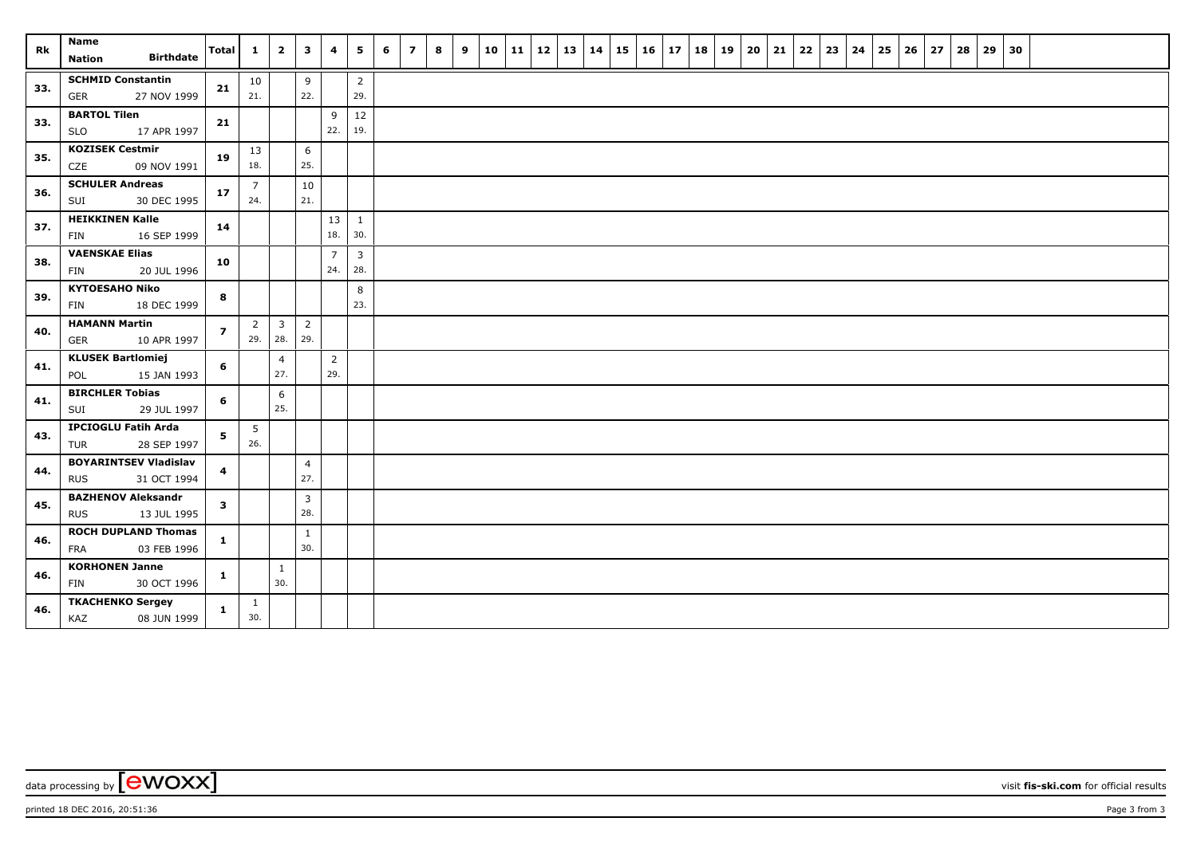| Rk | Name / Nation | Birthdate | Total | 1 | 2 | 3 | 4 | 5 | 6 | 7 | 8 | 9 | 10 | 11 | 12 | 13 | 14 | 15 | 16 | 17 | 18 | 19 | 20 | 21 | 22 | 23 | 24 | 25 | 26 | 27 | 28 | 29 | 30 |
|---|---|---|---|---|---|---|---|---|---|---|---|---|---|---|---|---|---|---|---|---|---|---|---|---|---|---|---|---|---|---|---|---|---|
| 33. | SCHMID Constantin GER | 27 NOV 1999 | 21 | 10 21. | | 9 22. | | 2 29. | | | | | | | | | | | | | | | | | | | | | | | | | |
| 33. | BARTOL Tilen SLO | 17 APR 1997 | 21 | | | | 9 22. | 12 19. | | | | | | | | | | | | | | | | | | | | | | | | | |
| 35. | KOZISEK Cestmir CZE | 09 NOV 1991 | 19 | 13 18. | | 6 25. | | | | | | | | | | | | | | | | | | | | | | | | | | | |
| 36. | SCHULER Andreas SUI | 30 DEC 1995 | 17 | 7 24. | | 10 21. | | | | | | | | | | | | | | | | | | | | | | | | | | | |
| 37. | HEIKKINEN Kalle FIN | 16 SEP 1999 | 14 | | | | 13 18. | 1 30. | | | | | | | | | | | | | | | | | | | | | | | | | |
| 38. | VAENSKAE Elias FIN | 20 JUL 1996 | 10 | | | | 7 24. | 3 28. | | | | | | | | | | | | | | | | | | | | | | | | | |
| 39. | KYTOESAHO Niko FIN | 18 DEC 1999 | 8 | | | | | 8 23. | | | | | | | | | | | | | | | | | | | | | | | | | |
| 40. | HAMANN Martin GER | 10 APR 1997 | 7 | 2 29. | 3 28. | 2 29. | | | | | | | | | | | | | | | | | | | | | | | | | | | |
| 41. | KLUSEK Bartlomiej POL | 15 JAN 1993 | 6 | | 4 27. | | 2 29. | | | | | | | | | | | | | | | | | | | | | | | | | | |
| 41. | BIRCHLER Tobias SUI | 29 JUL 1997 | 6 | | 6 25. | | | | | | | | | | | | | | | | | | | | | | | | | | | | |
| 43. | IPCIOGLU Fatih Arda TUR | 28 SEP 1997 | 5 | 5 26. | | | | | | | | | | | | | | | | | | | | | | | | | | | | | |
| 44. | BOYARINTSEV Vladislav RUS | 31 OCT 1994 | 4 | | | 4 27. | | | | | | | | | | | | | | | | | | | | | | | | | | | |
| 45. | BAZHENOV Aleksandr RUS | 13 JUL 1995 | 3 | | | 3 28. | | | | | | | | | | | | | | | | | | | | | | | | | | | |
| 46. | ROCH DUPLAND Thomas FRA | 03 FEB 1996 | 1 | | | 1 30. | | | | | | | | | | | | | | | | | | | | | | | | | | | |
| 46. | KORHONEN Janne FIN | 30 OCT 1996 | 1 | | 1 30. | | | | | | | | | | | | | | | | | | | | | | | | | | | | |
| 46. | TKACHENKO Sergey KAZ | 08 JUN 1999 | 1 | 1 30. | | | | | | | | | | | | | | | | | | | | | | | | | | | | | |

data processing by [ewoxx] visit fis-ski.com for official results

printed 18 DEC 2016, 20:51:36